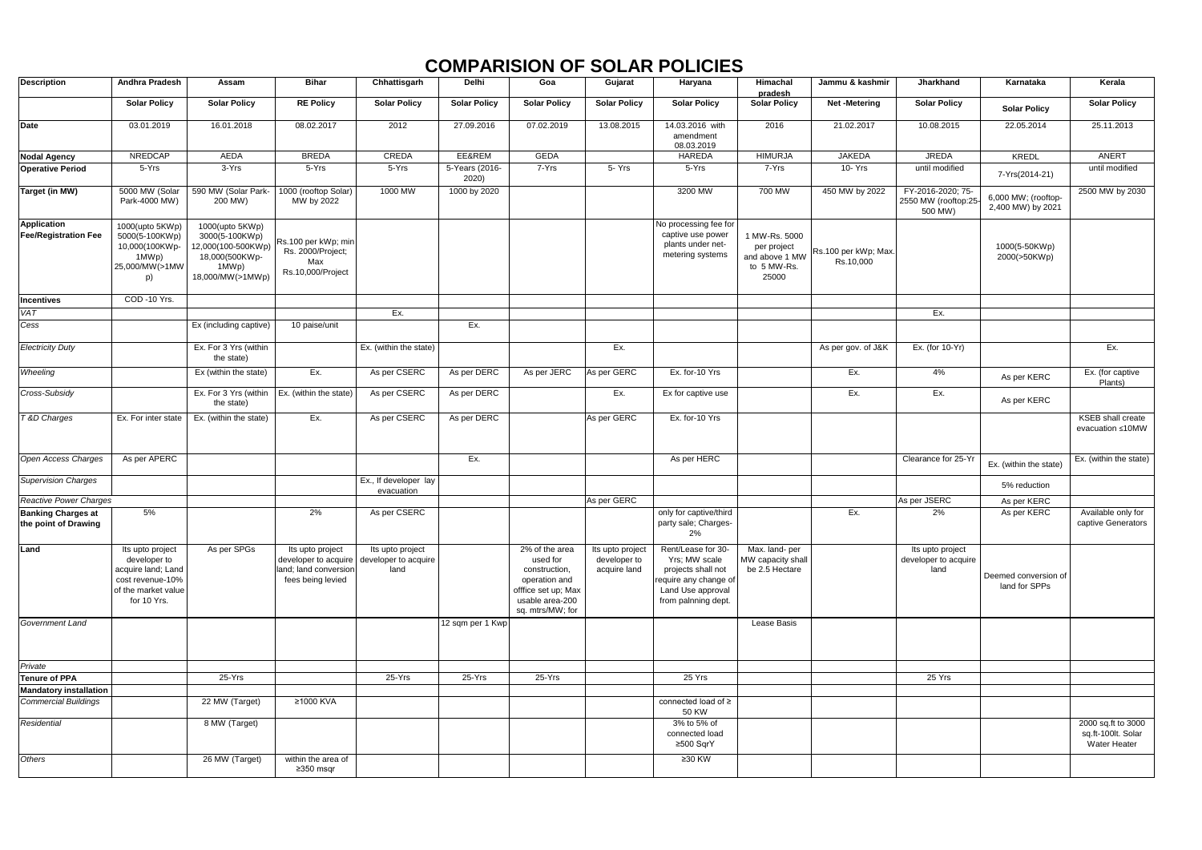# COMPARISION OF SOLAR POLICIES

| Description | Andhra Pradesh | Assam | Bihar | Chhattisgarh | Delhi | Goa | Gujarat | Haryana | Himachal pradesh | Jammu & kashmir | Jharkhand | Karnataka | Kerala |
|---|---|---|---|---|---|---|---|---|---|---|---|---|---|
| | Solar Policy | Solar Policy | RE Policy | Solar Policy | Solar Policy | Solar Policy | Solar Policy | Solar Policy | Solar Policy | Net -Metering | Solar Policy | Solar Policy | Solar Policy |
| Date | 03.01.2019 | 16.01.2018 | 08.02.2017 | 2012 | 27.09.2016 | 07.02.2019 | 13.08.2015 | 14.03.2016 with amendment 08.03.2019 | 2016 | 21.02.2017 | 10.08.2015 | 22.05.2014 | 25.11.2013 |
| Nodal Agency | NREDCAP | AEDA | BREDA | CREDA | EE&REM | GEDA | | HAREDA | HIMURJA | JAKEDA | JREDA | KREDL | ANERT |
| Operative Period | 5-Yrs | 3-Yrs | 5-Yrs | 5-Yrs | 5-Years (2016-2020) | 7-Yrs | 5- Yrs | 5-Yrs | 7-Yrs | 10- Yrs | until modified | 7-Yrs(2014-21) | until modified |
| Target (in MW) | 5000 MW (Solar Park-4000 MW) | 590 MW (Solar Park-200 MW) | 1000 (rooftop Solar) MW by 2022 | 1000 MW | 1000 by 2020 | | | 3200 MW | 700 MW | 450 MW by 2022 | FY-2016-2020; 75-2550 MW (rooftop:25-500 MW) | 6,000 MW; (rooftop-2,400 MW) by 2021 | 2500 MW by 2030 |
| Application Fee/Registration Fee | 1000(upto 5KWp) 5000(5-100KWp) 10,000(100KWp-1MWp) 25,000/MW(>1MWp) | 1000(upto 5KWp) 3000(5-100KWp) 12,000(100-500KWp) 18,000(500KWp-1MWp) 18,000/MW(>1MWp) | Rs.100 per kWp; min Rs. 2000/Project; Max Rs.10,000/Project | | | | | No processing fee for captive use power plants under net-metering systems | 1 MW-Rs. 5000 per project and above 1 MW to 5 MW-Rs. 25000 | Rs.100 per kWp; Max. Rs.10,000 | | 1000(5-50KWp) 2000(>50KWp) | |
| Incentives | COD -10 Yrs. | | | | | | | | | | | | |
| *VAT* | | | | Ex. | | | | | | | Ex. | | |
| *Cess* | | Ex (including captive) | 10 paise/unit | | Ex. | | | | | | | | |
| *Electricity Duty* | | Ex. For 3 Yrs (within the state) | | Ex. (within the state) | | | Ex. | | | As per gov. of J&K | Ex. (for 10-Yr) | | Ex. |
| *Wheeling* | | Ex (within the state) | Ex. | As per CSERC | As per DERC | As per JERC | As per GERC | Ex. for-10 Yrs | | Ex. | 4% | As per KERC | Ex. (for captive Plants) |
| *Cross-Subsidy* | | Ex. For 3 Yrs (within the state) | Ex. (within the state) | As per CSERC | As per DERC | | Ex. | Ex for captive use | | Ex. | Ex. | As per KERC | |
| *T &D Charges* | Ex. For inter state | Ex. (within the state) | Ex. | As per CSERC | As per DERC | | As per GERC | Ex. for-10 Yrs | | | | | KSEB shall create evacuation ≤10MW |
| *Open Access Charges* | As per APERC | | | | Ex. | | | As per HERC | | | Clearance for 25-Yr | Ex. (within the state) | Ex. (within the state) |
| *Supervision Charges* | | | | Ex., If developer lay evacuation | | | | | | | | 5% reduction | |
| *Reactive Power Charges* | | | | | | | As per GERC | | | | As per JSERC | As per KERC | |
| Banking Charges at the point of Drawing | 5% | | 2% | As per CSERC | | | | only for captive/third party sale; Charges-2% | | Ex. | 2% | As per KERC | Available only for captive Generators |
| Land | Its upto project developer to acquire land; Land cost revenue-10% of the market value for 10 Yrs. | As per SPGs | Its upto project developer to acquire land; land conversion fees being levied | Its upto project developer to acquire land | | 2% of the area used for construction, operation and offfice set up; Max usable area-200 sq. mtrs/MW; for | Its upto project developer to acquire land | Rent/Lease for 30-Yrs; MW scale projects shall not require any change of Land Use approval from palnning dept. | Max. land- per MW capacity shall be 2.5 Hectare | | Its upto project developer to acquire land | Deemed conversion of land for SPPs | |
| *Government Land* | | | | | 12 sqm per 1 Kwp | | | | Lease Basis | | | | |
| *Private* | | | | | | | | | | | | | |
| Tenure of PPA | | 25-Yrs | | 25-Yrs | 25-Yrs | 25-Yrs | | 25 Yrs | | | 25 Yrs | | |
| Mandatory installation | | | | | | | | | | | | | |
| *Commercial Buildings* | | 22 MW (Target) | ≥1000 KVA | | | | | connected load of ≥ 50 KW | | | | | |
| *Residential* | | 8 MW (Target) | | | | | | 3% to 5% of connected load ≥500 SqrY | | | | | 2000 sq.ft to 3000 sq.ft-100lt. Solar Water Heater |
| *Others* | | 26 MW (Target) | within the area of ≥350 msqr | | | | | ≥30 KW | | | | | |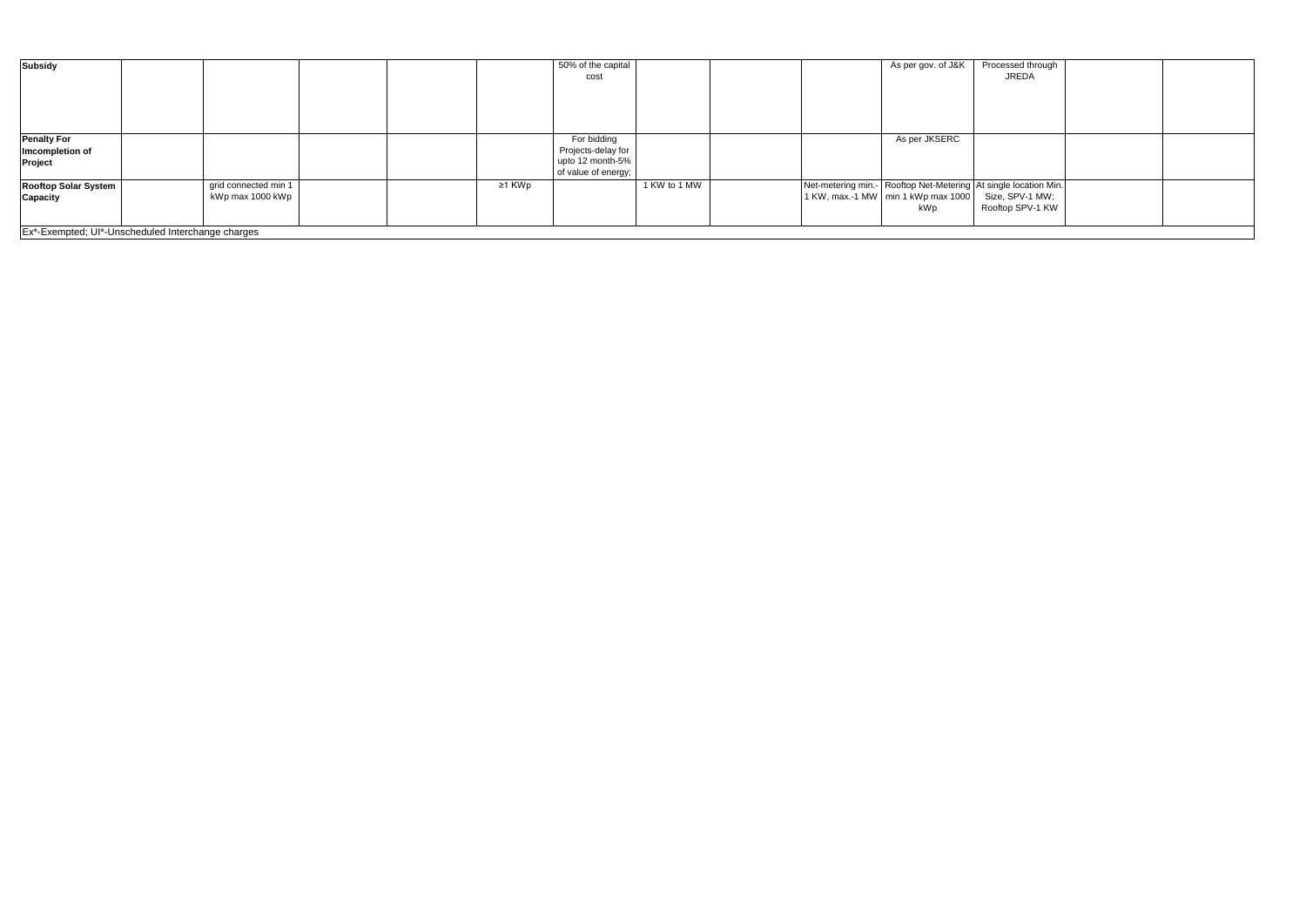| | | | | | | | | | | | | | |
|---|---|---|---|---|---|---|---|---|---|---|---|---|---|
| **Subsidy** | | | | | | 50% of the capital cost | | | | As per gov. of J&K | Processed through JREDA | | |
| **Penalty For Imcompletion of Project** | | | | | | For bidding Projects-delay for upto 12 month-5% of value of energy; | | | | As per JKSERC | | | |
| **Rooftop Solar System Capacity** | | grid connected min 1 kWp max 1000 kWp | | | ≥1 KWp | | 1 KW to 1 MW | | Net-metering min.- 1 KW, max.-1 MW | Rooftop Net-Metering min 1 kWp max 1000 kWp | At single location Min. Size, SPV-1 MW; Rooftop SPV-1 KW | | |

Ex*-Exempted; UI*-Unscheduled Interchange charges